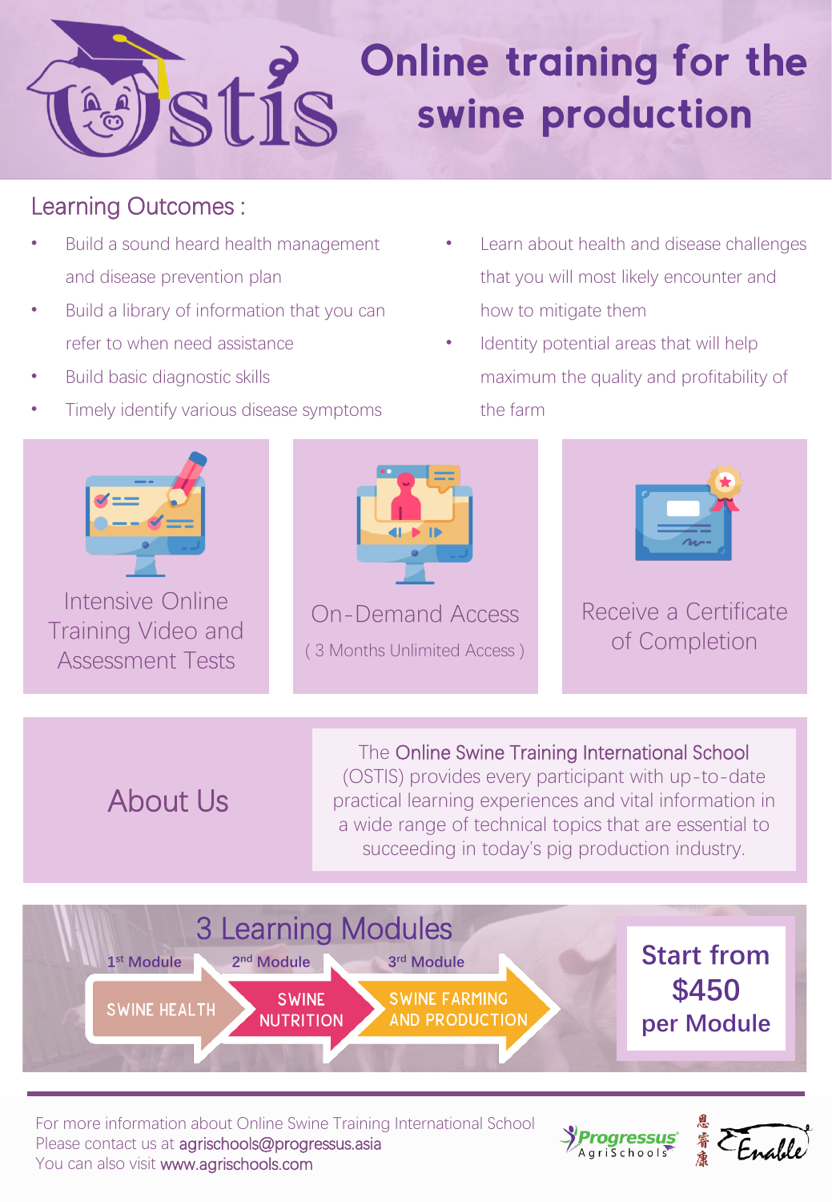# OSTIS

# Online training for the swine production

## Learning Outcomes :

- Build a sound heard health management and disease prevention plan
- Build a library of information that you can refer to when need assistance
- Build basic diagnostic skills
- Timely identify various disease symptoms
- Learn about health and disease challenges that you will most likely encounter and how to mitigate them
- Identity potential areas that will help maximum the quality and profitability of the farm

Intensive Online Training Video and Assessment Tests

On-Demand Access

( 3 Months Unlimited Access )

Receive a Certificate of Completion

## About Us

The Online Swine Training International School (OSTIS) provides every participant with up-to-date practical learning experiences and vital information in a wide range of technical topics that are essential to succeeding in today's pig production industry.

## 3 Learning Modules

1st Module: SWINE HEALTH

2nd Module: SWINE NUTRITION

3rd Module: SWINE FARMING AND PRODUCTION

**Start from $450 per Module**

For more information about Online Swine Training International School
Please contact us at agrischools@progressus.asia
You can also visit www.agrischools.com

Progressus AgriSchools 思睿康 Enable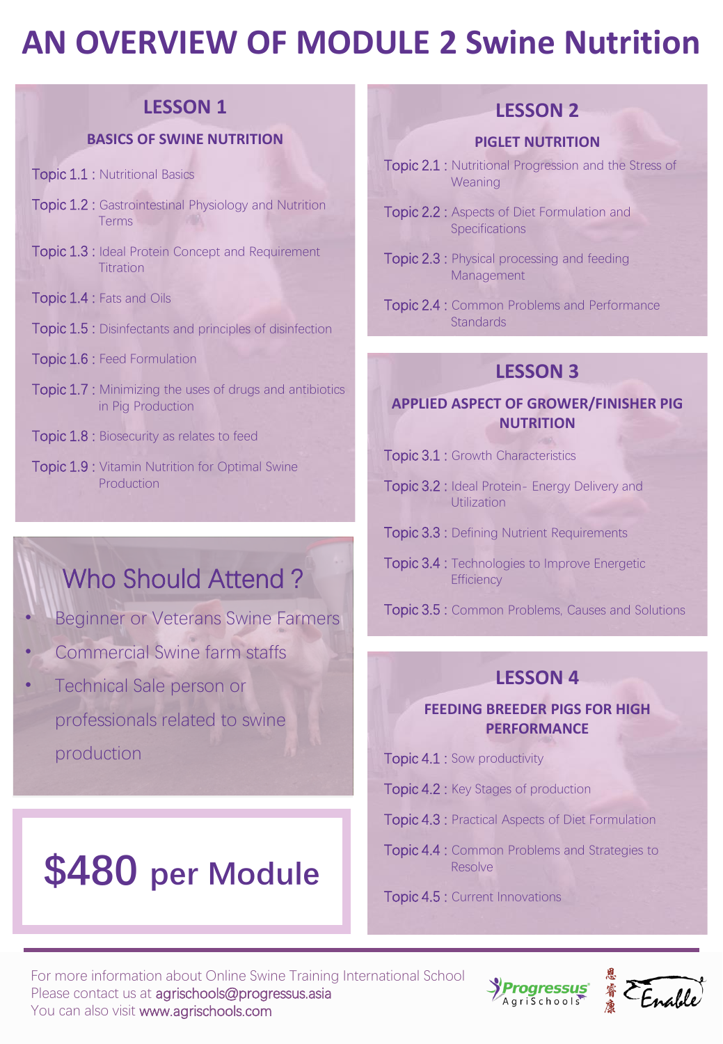# AN OVERVIEW OF MODULE 2 Swine Nutrition

## LESSON 1

### BASICS OF SWINE NUTRITION

- Topic 1.1 : Nutritional Basics
- Topic 1.2 : Gastrointestinal Physiology and Nutrition Terms
- Topic 1.3 : Ideal Protein Concept and Requirement Titration
- Topic 1.4 : Fats and Oils
- Topic 1.5 : Disinfectants and principles of disinfection
- Topic 1.6 : Feed Formulation
- Topic 1.7 : Minimizing the uses of drugs and antibiotics in Pig Production
- Topic 1.8 : Biosecurity as relates to feed
- Topic 1.9 : Vitamin Nutrition for Optimal Swine Production

## Who Should Attend ?

- Beginner or Veterans Swine Farmers
- Commercial Swine farm staffs
- Technical Sale person or professionals related to swine production

## $480 per Module

## LESSON 2

### PIGLET NUTRITION

- Topic 2.1 : Nutritional Progression and the Stress of Weaning
- Topic 2.2 : Aspects of Diet Formulation and Specifications
- Topic 2.3 : Physical processing and feeding Management
- Topic 2.4 : Common Problems and Performance Standards

## LESSON 3

### APPLIED ASPECT OF GROWER/FINISHER PIG NUTRITION

- Topic 3.1 : Growth Characteristics
- Topic 3.2 : Ideal Protein- Energy Delivery and Utilization
- Topic 3.3 : Defining Nutrient Requirements
- Topic 3.4 : Technologies to Improve Energetic Efficiency
- Topic 3.5 : Common Problems, Causes and Solutions

## LESSON 4

### FEEDING BREEDER PIGS FOR HIGH PERFORMANCE

- Topic 4.1 : Sow productivity
- Topic 4.2 : Key Stages of production
- Topic 4.3 : Practical Aspects of Diet Formulation
- Topic 4.4 : Common Problems and Strategies to Resolve
- Topic 4.5 : Current Innovations

For more information about Online Swine Training International School
Please contact us at agrischools@progressus.asia
You can also visit www.agrischools.com

Progressus AgriSchools 思睿康 Enable